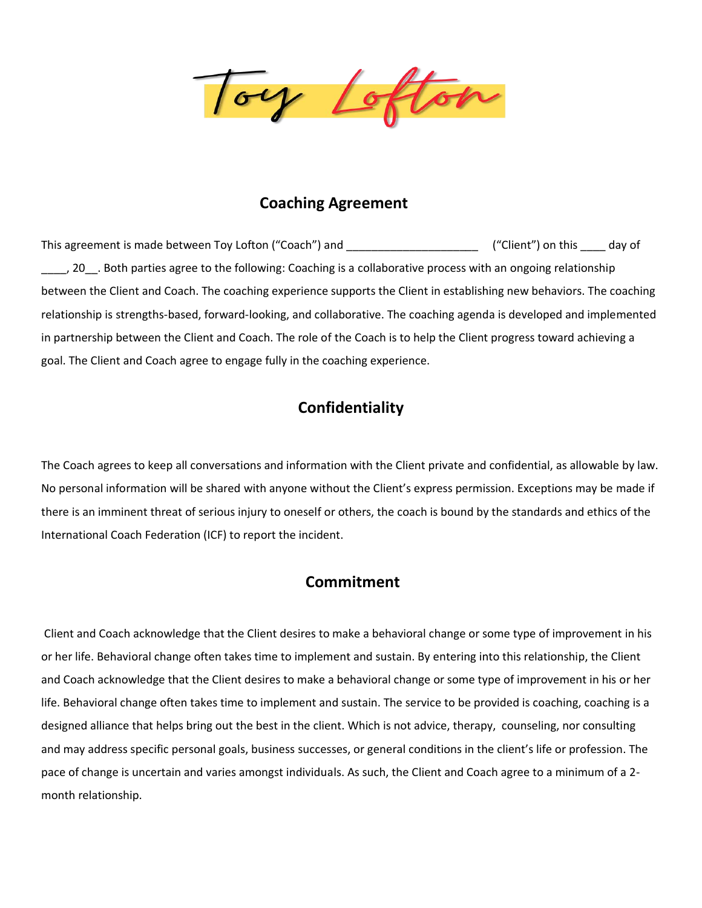Toy Lofton

## Coaching Agreement

This agreement is made between Toy Lofton ("Coach") and _____________________ ("Client") on this ____ day of ____, 20__. Both parties agree to the following: Coaching is a collaborative process with an ongoing relationship between the Client and Coach. The coaching experience supports the Client in establishing new behaviors. The coaching relationship is strengths-based, forward-looking, and collaborative. The coaching agenda is developed and implemented in partnership between the Client and Coach. The role of the Coach is to help the Client progress toward achieving a goal. The Client and Coach agree to engage fully in the coaching experience.

## Confidentiality

The Coach agrees to keep all conversations and information with the Client private and confidential, as allowable by law. No personal information will be shared with anyone without the Client's express permission. Exceptions may be made if there is an imminent threat of serious injury to oneself or others, the coach is bound by the standards and ethics of the International Coach Federation (ICF) to report the incident.

## Commitment

Client and Coach acknowledge that the Client desires to make a behavioral change or some type of improvement in his or her life. Behavioral change often takes time to implement and sustain. By entering into this relationship, the Client and Coach acknowledge that the Client desires to make a behavioral change or some type of improvement in his or her life. Behavioral change often takes time to implement and sustain. The service to be provided is coaching, coaching is a designed alliance that helps bring out the best in the client. Which is not advice, therapy, counseling, nor consulting and may address specific personal goals, business successes, or general conditions in the client's life or profession. The pace of change is uncertain and varies amongst individuals. As such, the Client and Coach agree to a minimum of a 2-month relationship.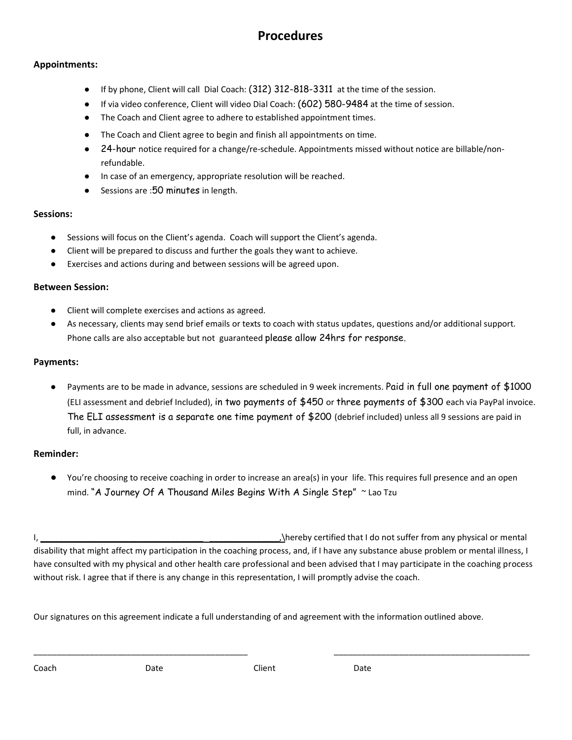# Procedures

**Appointments:**

- If by phone, Client will call Dial Coach: (312) 312-818-3311 at the time of the session.
- If via video conference, Client will video Dial Coach: (602) 580-9484 at the time of session.
- The Coach and Client agree to adhere to established appointment times.
- The Coach and Client agree to begin and finish all appointments on time.
- 24-hour notice required for a change/re-schedule. Appointments missed without notice are billable/non-refundable.
- In case of an emergency, appropriate resolution will be reached.
- Sessions are :50 minutes in length.

**Sessions:**

- Sessions will focus on the Client's agenda. Coach will support the Client's agenda.
- Client will be prepared to discuss and further the goals they want to achieve.
- Exercises and actions during and between sessions will be agreed upon.

**Between Session:**

- Client will complete exercises and actions as agreed.
- As necessary, clients may send brief emails or texts to coach with status updates, questions and/or additional support. Phone calls are also acceptable but not guaranteed please allow 24hrs for response.

**Payments:**

- Payments are to be made in advance, sessions are scheduled in 9 week increments. Paid in full one payment of $1000 (ELI assessment and debrief Included), in two payments of $450 or three payments of $300 each via PayPal invoice. The ELI assessment is a separate one time payment of $200 (debrief included) unless all 9 sessions are paid in full, in advance.

**Reminder:**

- You're choosing to receive coaching in order to increase an area(s) in your life. This requires full presence and an open mind. "A Journey Of A Thousand Miles Begins With A Single Step" ~ Lao Tzu

I, ________________________________ ______________,\hereby certified that I do not suffer from any physical or mental disability that might affect my participation in the coaching process, and, if I have any substance abuse problem or mental illness, I have consulted with my physical and other health care professional and been advised that I may participate in the coaching process without risk. I agree that if there is any change in this representation, I will promptly advise the coach.

Our signatures on this agreement indicate a full understanding of and agreement with the information outlined above.

_____________________________________________ _____________________________________________

Coach Date Client Date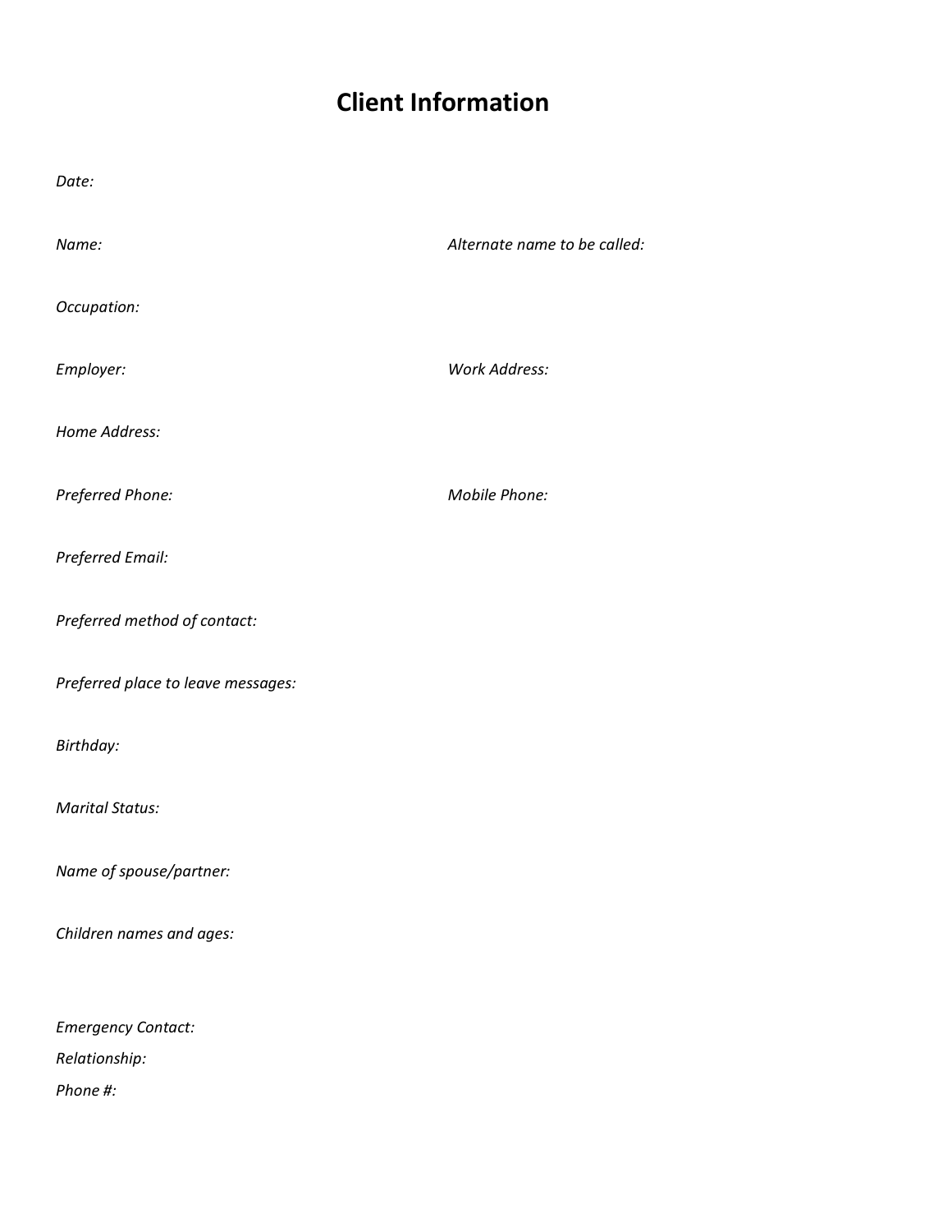# Client Information

*Date:*

*Name:*

*Alternate name to be called:*

*Occupation:*

*Employer:*

*Work Address:*

*Home Address:*

*Preferred Phone:*

*Mobile Phone:*

*Preferred Email:*

*Preferred method of contact:*

*Preferred place to leave messages:*

*Birthday:*

*Marital Status:*

*Name of spouse/partner:*

*Children names and ages:*

*Emergency Contact:*

*Relationship:*

*Phone #:*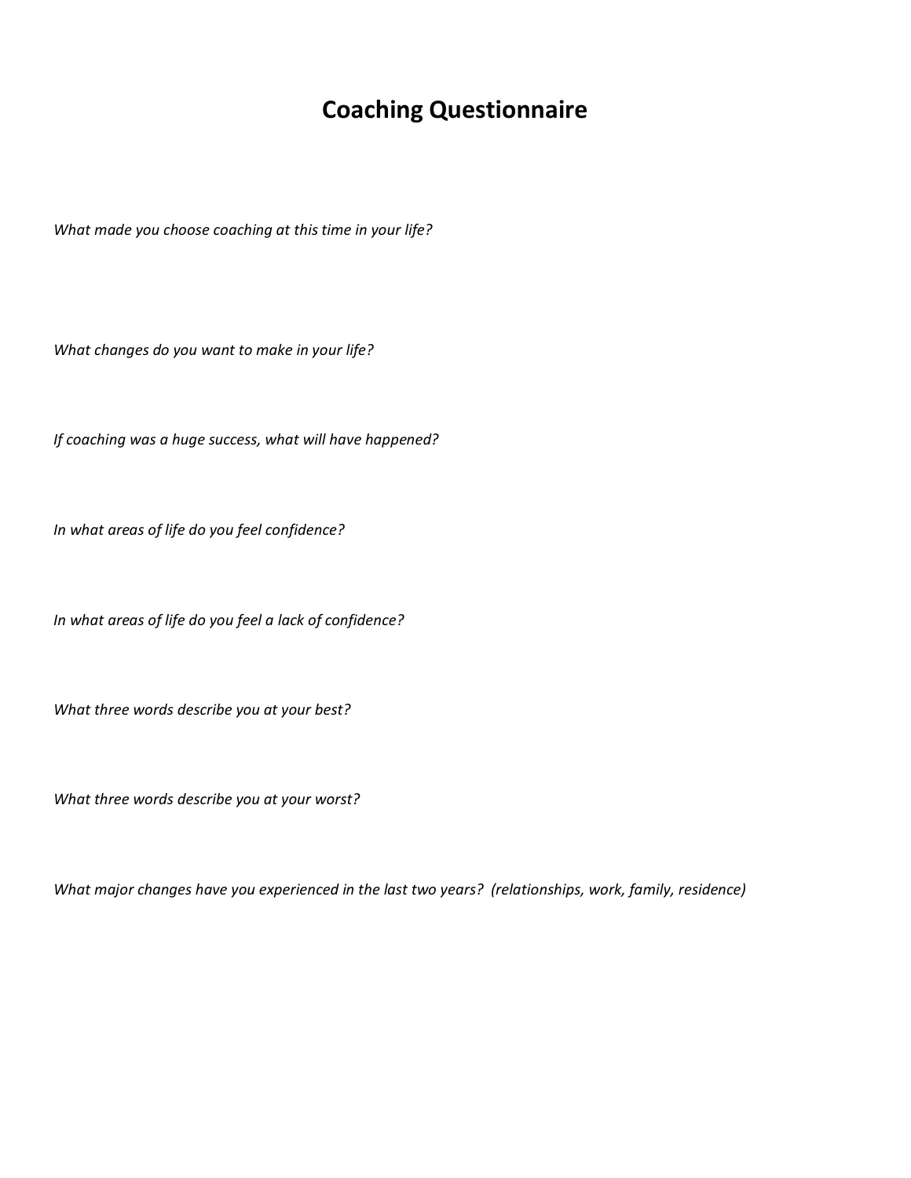# Coaching Questionnaire

*What made you choose coaching at this time in your life?*

*What changes do you want to make in your life?*

*If coaching was a huge success, what will have happened?*

*In what areas of life do you feel confidence?*

*In what areas of life do you feel a lack of confidence?*

*What three words describe you at your best?*

*What three words describe you at your worst?*

*What major changes have you experienced in the last two years? (relationships, work, family, residence)*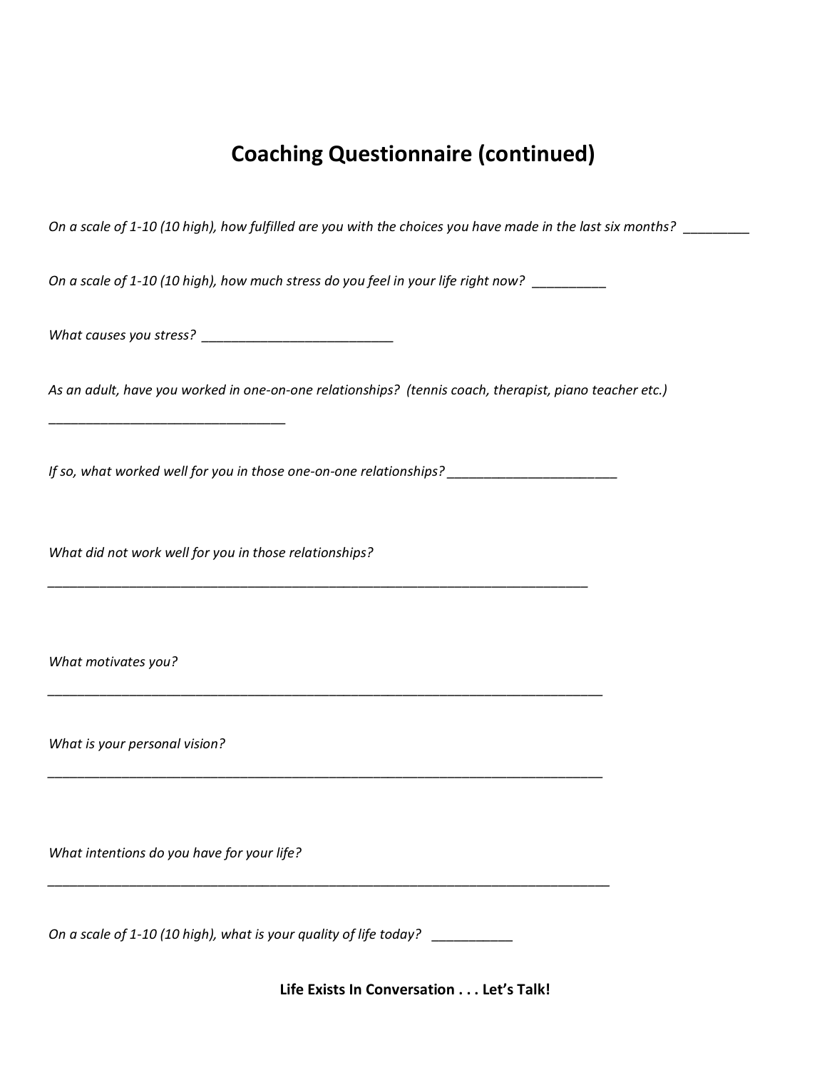# Coaching Questionnaire (continued)

*On a scale of 1-10 (10 high), how fulfilled are you with the choices you have made in the last six months?* _________

*On a scale of 1-10 (10 high), how much stress do you feel in your life right now?* __________

*What causes you stress?* ___________________________

*As an adult, have you worked in one-on-one relationships? (tennis coach, therapist, piano teacher etc.)*

_________________________________

*If so, what worked well for you in those one-on-one relationships?* _______________________

*What did not work well for you in those relationships?*

___________________________________________________________________________

*What motivates you?*

_____________________________________________________________________________

*What is your personal vision?*

_____________________________________________________________________________

*What intentions do you have for your life?*

______________________________________________________________________________

*On a scale of 1-10 (10 high), what is your quality of life today?* ___________

**Life Exists In Conversation . . . Let's Talk!**